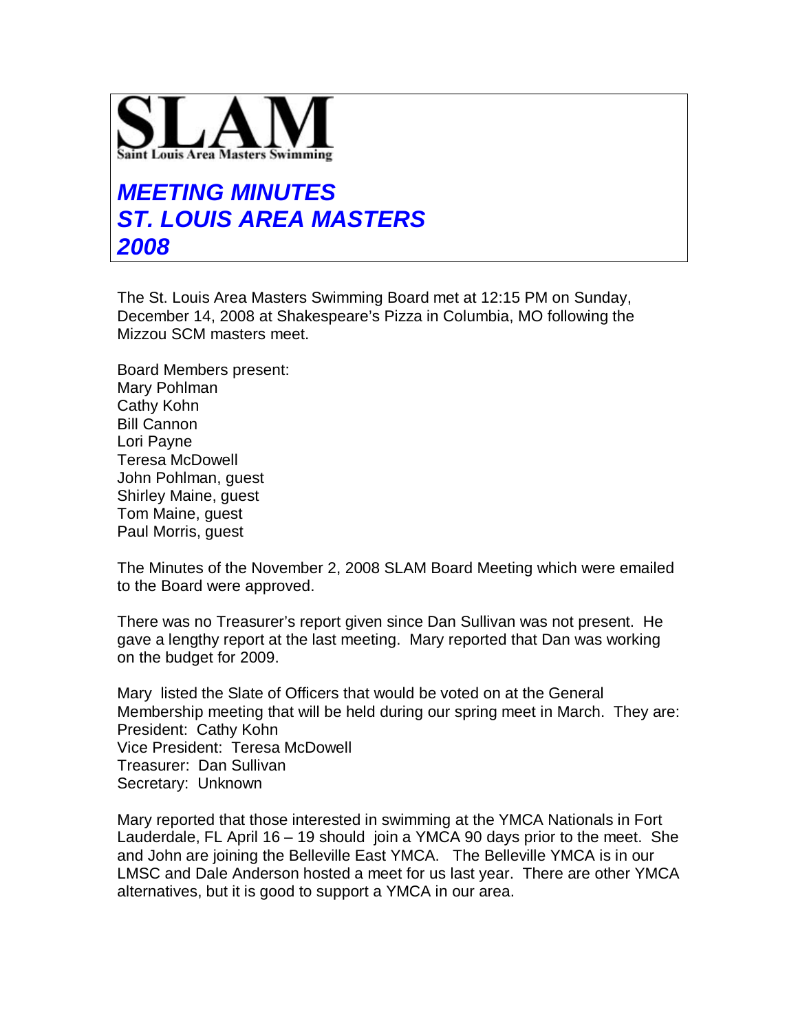# SLAM

Saint Louis Area Masters Swimming

## *MEETING MINUTES*
## *ST. LOUIS AREA MASTERS*
## *2008*

The St. Louis Area Masters Swimming Board met at 12:15 PM on Sunday, December 14, 2008 at Shakespeare's Pizza in Columbia, MO following the Mizzou SCM masters meet.

Board Members present:
Mary Pohlman
Cathy Kohn
Bill Cannon
Lori Payne
Teresa McDowell
John Pohlman, guest
Shirley Maine, guest
Tom Maine, guest
Paul Morris, guest

The Minutes of the November 2, 2008 SLAM Board Meeting which were emailed to the Board were approved.

There was no Treasurer's report given since Dan Sullivan was not present. He gave a lengthy report at the last meeting. Mary reported that Dan was working on the budget for 2009.

Mary listed the Slate of Officers that would be voted on at the General Membership meeting that will be held during our spring meet in March. They are:
President: Cathy Kohn
Vice President: Teresa McDowell
Treasurer: Dan Sullivan
Secretary: Unknown

Mary reported that those interested in swimming at the YMCA Nationals in Fort Lauderdale, FL April 16 – 19 should join a YMCA 90 days prior to the meet. She and John are joining the Belleville East YMCA. The Belleville YMCA is in our LMSC and Dale Anderson hosted a meet for us last year. There are other YMCA alternatives, but it is good to support a YMCA in our area.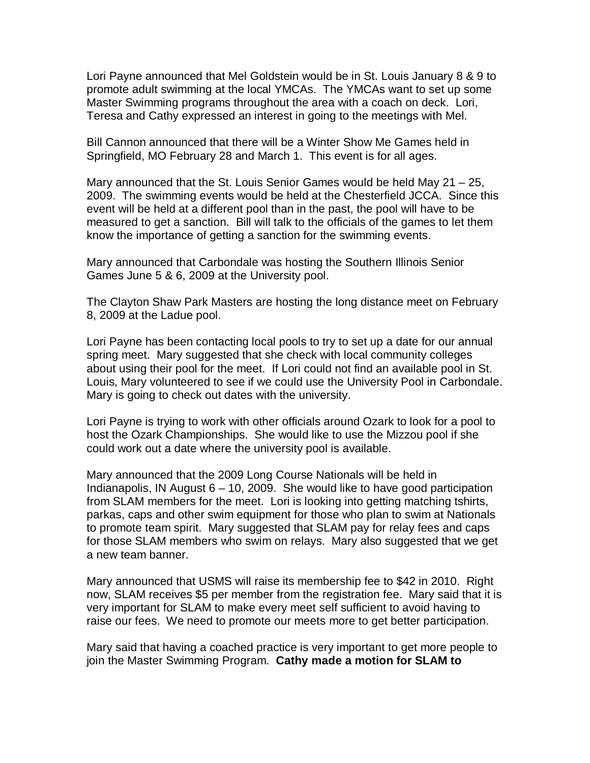Lori Payne announced that Mel Goldstein would be in St. Louis January 8 & 9 to promote adult swimming at the local YMCAs. The YMCAs want to set up some Master Swimming programs throughout the area with a coach on deck. Lori, Teresa and Cathy expressed an interest in going to the meetings with Mel.

Bill Cannon announced that there will be a Winter Show Me Games held in Springfield, MO February 28 and March 1. This event is for all ages.

Mary announced that the St. Louis Senior Games would be held May 21 – 25, 2009. The swimming events would be held at the Chesterfield JCCA. Since this event will be held at a different pool than in the past, the pool will have to be measured to get a sanction. Bill will talk to the officials of the games to let them know the importance of getting a sanction for the swimming events.

Mary announced that Carbondale was hosting the Southern Illinois Senior Games June 5 & 6, 2009 at the University pool.

The Clayton Shaw Park Masters are hosting the long distance meet on February 8, 2009 at the Ladue pool.

Lori Payne has been contacting local pools to try to set up a date for our annual spring meet. Mary suggested that she check with local community colleges about using their pool for the meet. If Lori could not find an available pool in St. Louis, Mary volunteered to see if we could use the University Pool in Carbondale. Mary is going to check out dates with the university.

Lori Payne is trying to work with other officials around Ozark to look for a pool to host the Ozark Championships. She would like to use the Mizzou pool if she could work out a date where the university pool is available.

Mary announced that the 2009 Long Course Nationals will be held in Indianapolis, IN August 6 – 10, 2009. She would like to have good participation from SLAM members for the meet. Lori is looking into getting matching tshirts, parkas, caps and other swim equipment for those who plan to swim at Nationals to promote team spirit. Mary suggested that SLAM pay for relay fees and caps for those SLAM members who swim on relays. Mary also suggested that we get a new team banner.

Mary announced that USMS will raise its membership fee to $42 in 2010. Right now, SLAM receives $5 per member from the registration fee. Mary said that it is very important for SLAM to make every meet self sufficient to avoid having to raise our fees. We need to promote our meets more to get better participation.

Mary said that having a coached practice is very important to get more people to join the Master Swimming Program. **Cathy made a motion for SLAM to**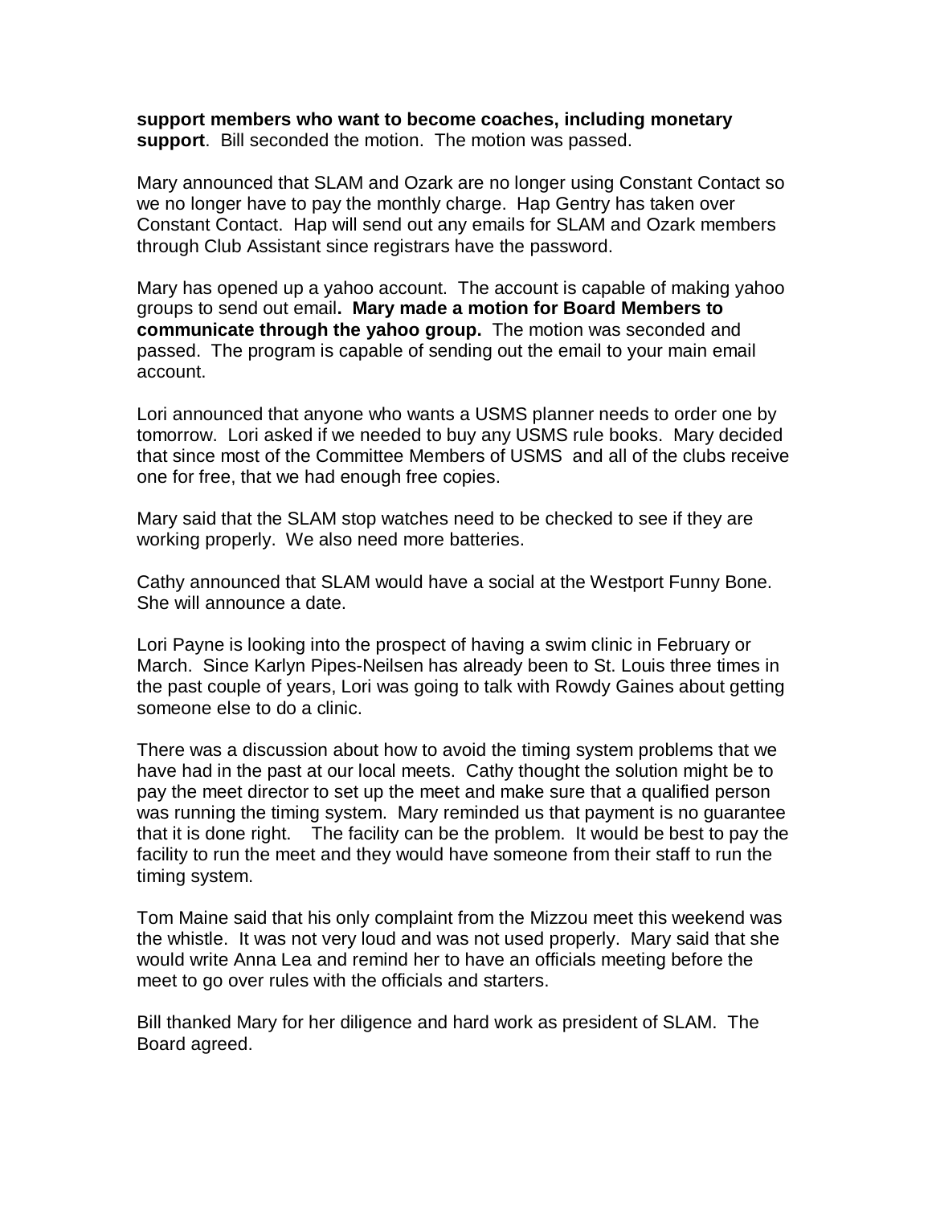**support members who want to become coaches, including monetary support**. Bill seconded the motion. The motion was passed.

Mary announced that SLAM and Ozark are no longer using Constant Contact so we no longer have to pay the monthly charge. Hap Gentry has taken over Constant Contact. Hap will send out any emails for SLAM and Ozark members through Club Assistant since registrars have the password.

Mary has opened up a yahoo account. The account is capable of making yahoo groups to send out email**. Mary made a motion for Board Members to communicate through the yahoo group.** The motion was seconded and passed. The program is capable of sending out the email to your main email account.

Lori announced that anyone who wants a USMS planner needs to order one by tomorrow. Lori asked if we needed to buy any USMS rule books. Mary decided that since most of the Committee Members of USMS and all of the clubs receive one for free, that we had enough free copies.

Mary said that the SLAM stop watches need to be checked to see if they are working properly. We also need more batteries.

Cathy announced that SLAM would have a social at the Westport Funny Bone. She will announce a date.

Lori Payne is looking into the prospect of having a swim clinic in February or March. Since Karlyn Pipes-Neilsen has already been to St. Louis three times in the past couple of years, Lori was going to talk with Rowdy Gaines about getting someone else to do a clinic.

There was a discussion about how to avoid the timing system problems that we have had in the past at our local meets. Cathy thought the solution might be to pay the meet director to set up the meet and make sure that a qualified person was running the timing system. Mary reminded us that payment is no guarantee that it is done right. The facility can be the problem. It would be best to pay the facility to run the meet and they would have someone from their staff to run the timing system.

Tom Maine said that his only complaint from the Mizzou meet this weekend was the whistle. It was not very loud and was not used properly. Mary said that she would write Anna Lea and remind her to have an officials meeting before the meet to go over rules with the officials and starters.

Bill thanked Mary for her diligence and hard work as president of SLAM. The Board agreed.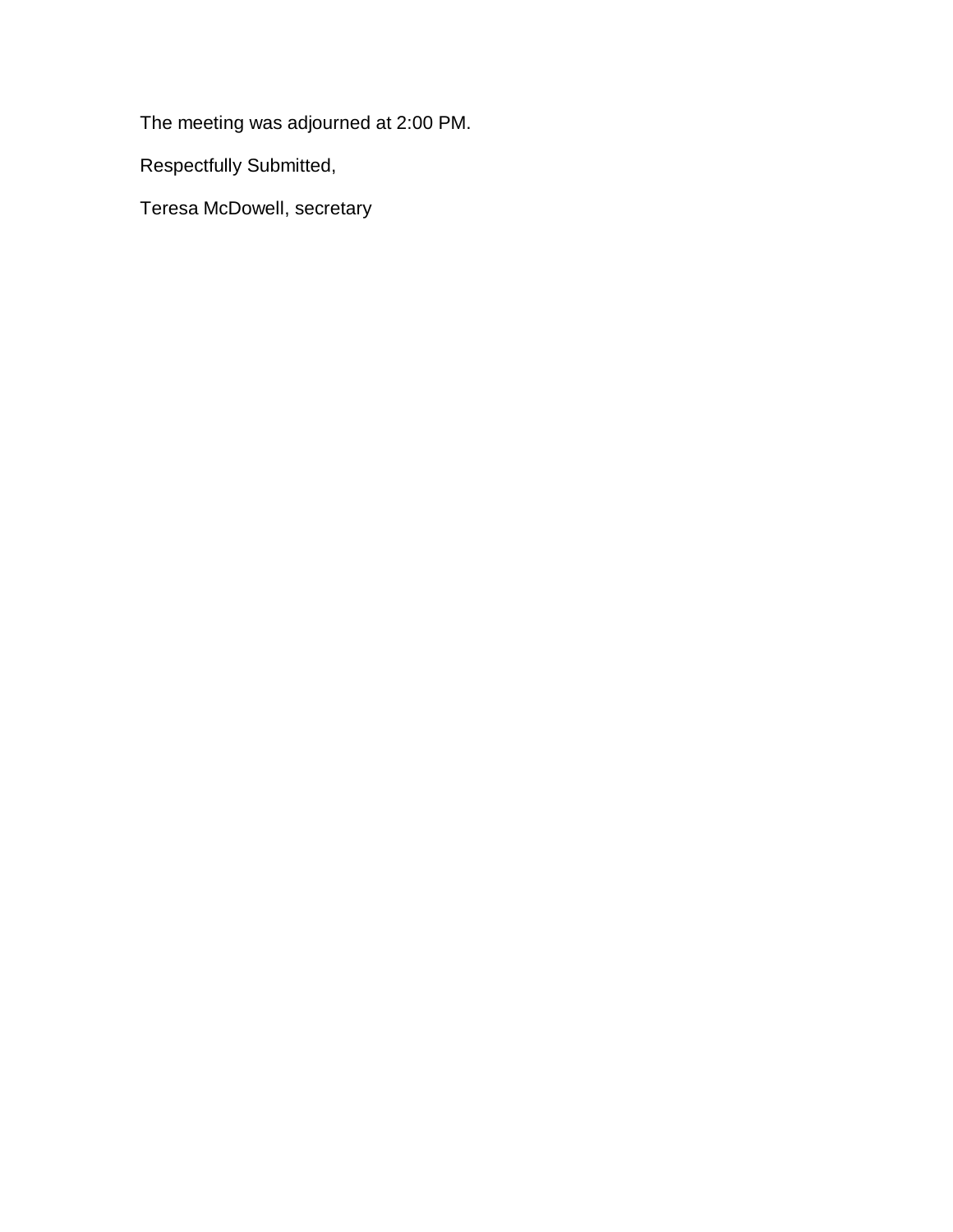The meeting was adjourned at 2:00 PM.

Respectfully Submitted,

Teresa McDowell, secretary